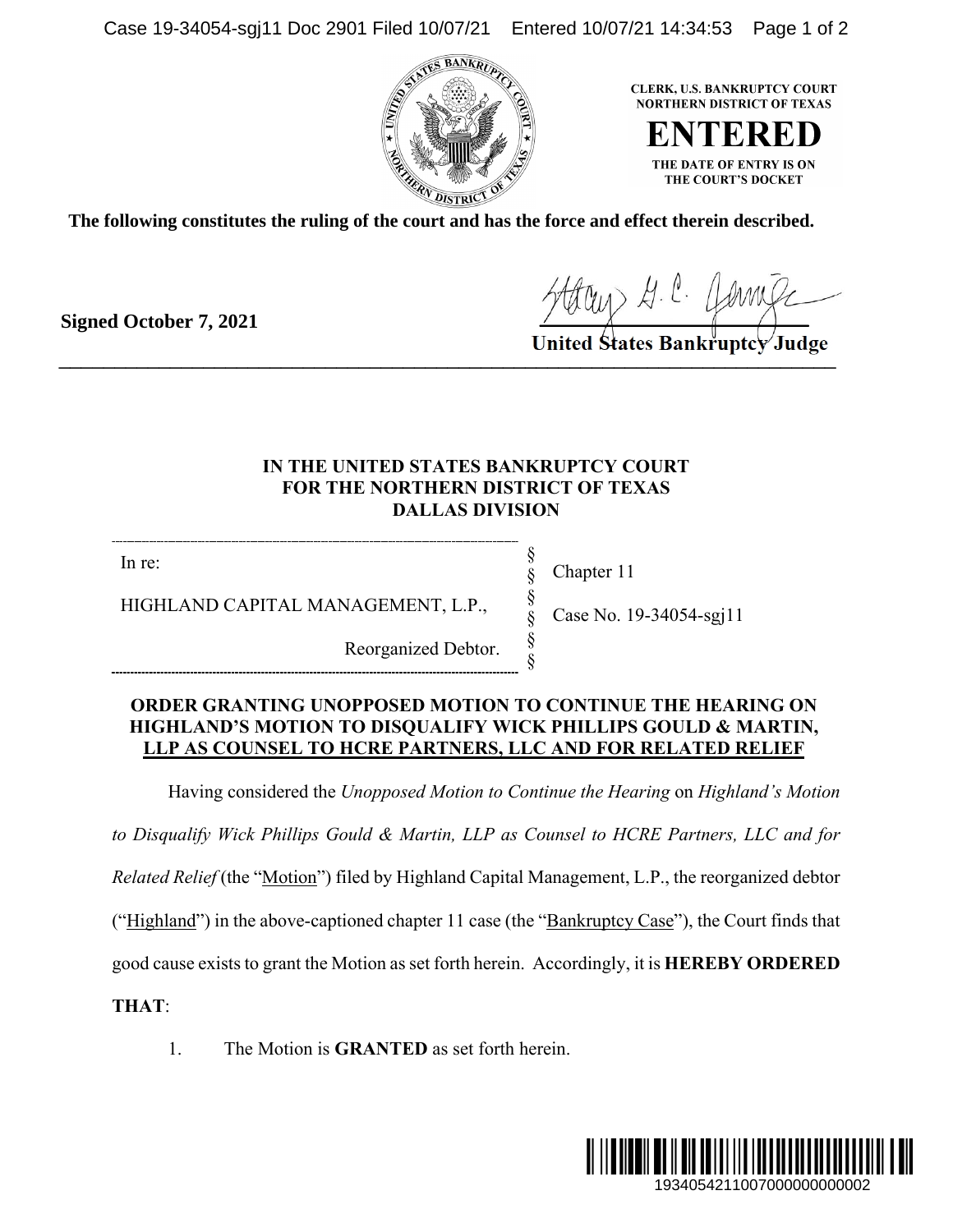CLERK, U.S. BANKRUPTCY COURT
NORTHERN DISTRICT OF TEXAS

**ENTERED**

THE DATE OF ENTRY IS ON
THE COURT'S DOCKET

**The following constitutes the ruling of the court and has the force and effect therein described.**

**Signed October 7, 2021**

**United States Bankruptcy Judge**

---

**IN THE UNITED STATES BANKRUPTCY COURT**
**FOR THE NORTHERN DISTRICT OF TEXAS**
**DALLAS DIVISION**

| | | |
|---|---|---|
| In re: | § | Chapter 11 |
| HIGHLAND CAPITAL MANAGEMENT, L.P., | § | Case No. 19-34054-sgj11 |
| Reorganized Debtor. | § | |

**ORDER GRANTING UNOPPOSED MOTION TO CONTINUE THE HEARING ON HIGHLAND'S MOTION TO DISQUALIFY WICK PHILLIPS GOULD & MARTIN, LLP AS COUNSEL TO HCRE PARTNERS, LLC AND FOR RELATED RELIEF**

Having considered the *Unopposed Motion to Continue the Hearing* on *Highland's Motion to Disqualify Wick Phillips Gould & Martin, LLP as Counsel to HCRE Partners, LLC and for Related Relief* (the "Motion") filed by Highland Capital Management, L.P., the reorganized debtor ("Highland") in the above-captioned chapter 11 case (the "Bankruptcy Case"), the Court finds that good cause exists to grant the Motion as set forth herein. Accordingly, it is **HEREBY ORDERED THAT**:

1. The Motion is **GRANTED** as set forth herein.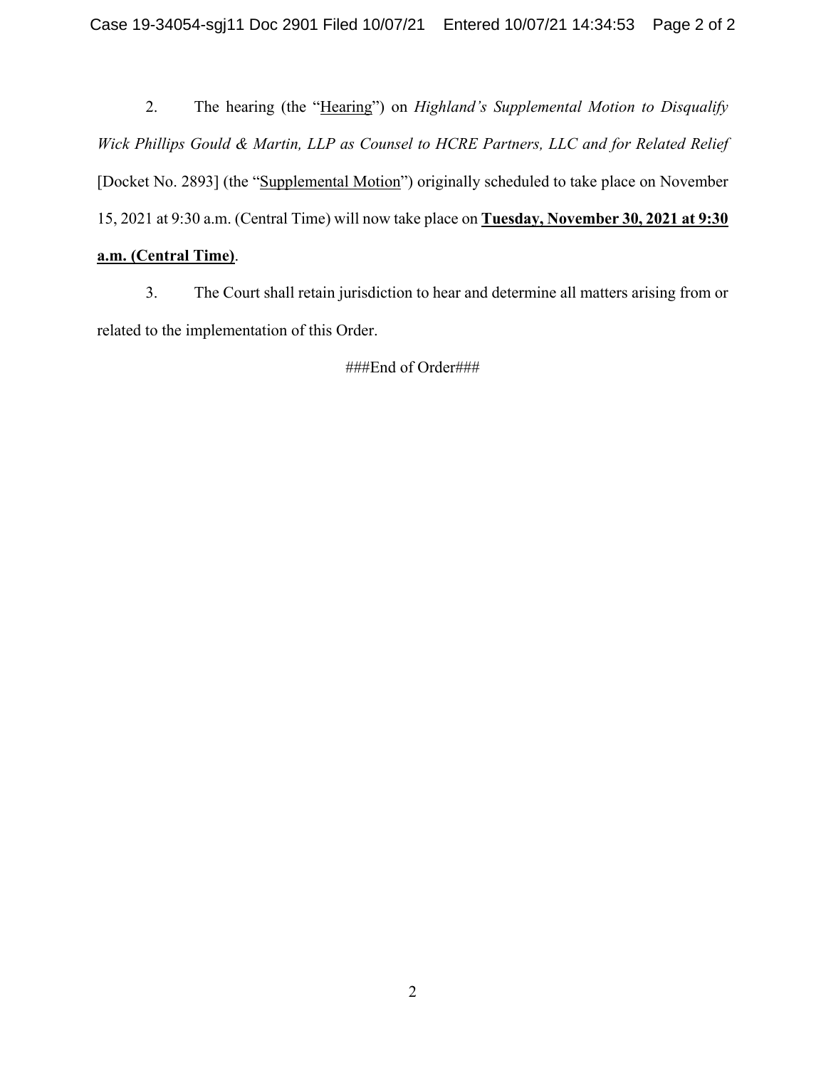2. The hearing (the "Hearing") on *Highland's Supplemental Motion to Disqualify Wick Phillips Gould & Martin, LLP as Counsel to HCRE Partners, LLC and for Related Relief* [Docket No. 2893] (the "Supplemental Motion") originally scheduled to take place on November 15, 2021 at 9:30 a.m. (Central Time) will now take place on **Tuesday, November 30, 2021 at 9:30 a.m. (Central Time)**.

3. The Court shall retain jurisdiction to hear and determine all matters arising from or related to the implementation of this Order.

###End of Order###